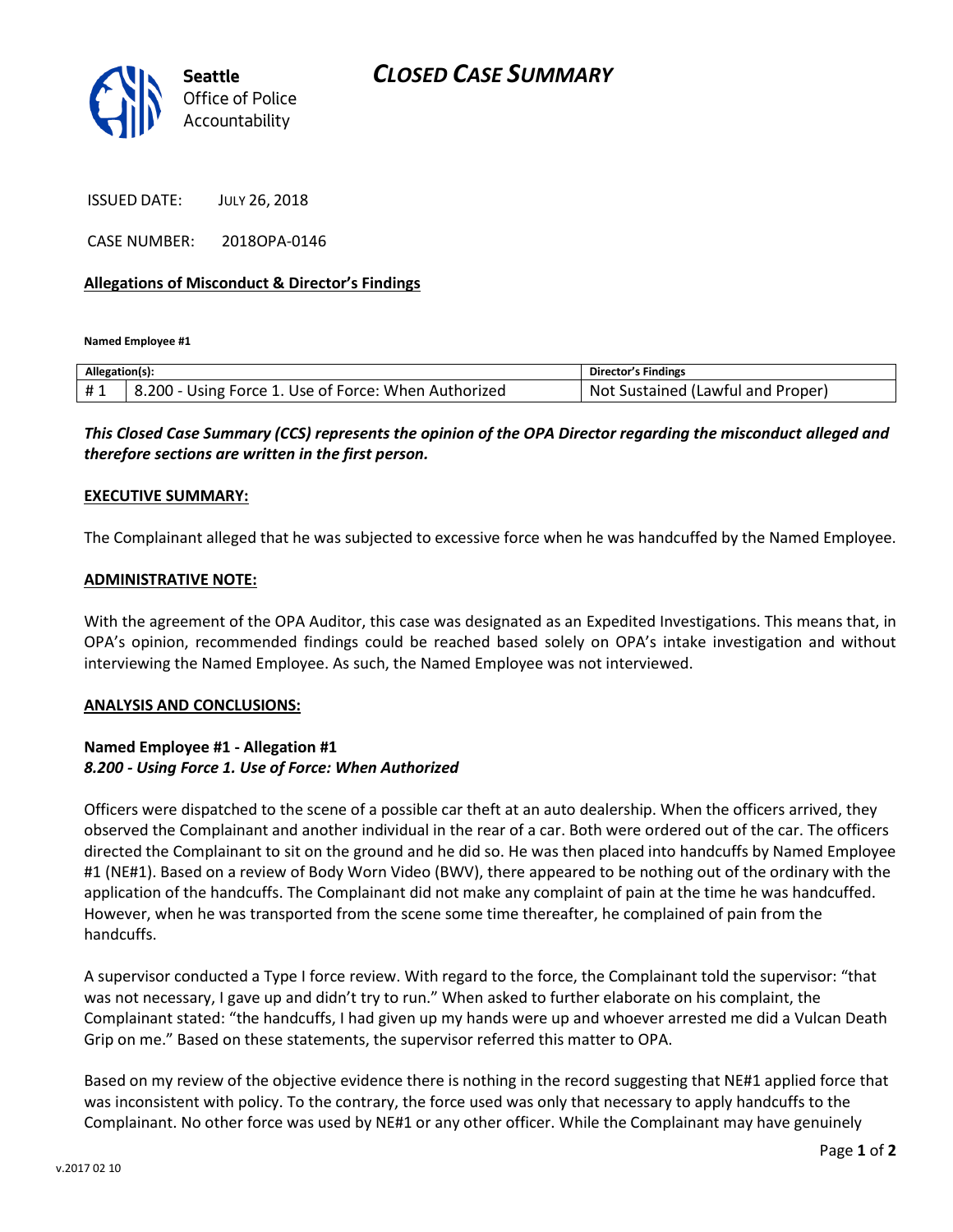# CLOSED CASE SUMMARY

Seattle Office of Police Accountability

ISSUED DATE: JULY 26, 2018

CASE NUMBER: 2018OPA-0146

**Allegations of Misconduct & Director's Findings**

**Named Employee #1**

| Allegation(s): | | Director's Findings |
|---|---|---|
| # 1 | 8.200 - Using Force 1. Use of Force: When Authorized | Not Sustained (Lawful and Proper) |

***This Closed Case Summary (CCS) represents the opinion of the OPA Director regarding the misconduct alleged and therefore sections are written in the first person.***

**EXECUTIVE SUMMARY:**

The Complainant alleged that he was subjected to excessive force when he was handcuffed by the Named Employee.

**ADMINISTRATIVE NOTE:**

With the agreement of the OPA Auditor, this case was designated as an Expedited Investigations. This means that, in OPA's opinion, recommended findings could be reached based solely on OPA's intake investigation and without interviewing the Named Employee. As such, the Named Employee was not interviewed.

**ANALYSIS AND CONCLUSIONS:**

**Named Employee #1 - Allegation #1**
***8.200 - Using Force 1. Use of Force: When Authorized***

Officers were dispatched to the scene of a possible car theft at an auto dealership. When the officers arrived, they observed the Complainant and another individual in the rear of a car. Both were ordered out of the car. The officers directed the Complainant to sit on the ground and he did so. He was then placed into handcuffs by Named Employee #1 (NE#1). Based on a review of Body Worn Video (BWV), there appeared to be nothing out of the ordinary with the application of the handcuffs. The Complainant did not make any complaint of pain at the time he was handcuffed. However, when he was transported from the scene some time thereafter, he complained of pain from the handcuffs.

A supervisor conducted a Type I force review. With regard to the force, the Complainant told the supervisor: "that was not necessary, I gave up and didn't try to run." When asked to further elaborate on his complaint, the Complainant stated: "the handcuffs, I had given up my hands were up and whoever arrested me did a Vulcan Death Grip on me." Based on these statements, the supervisor referred this matter to OPA.

Based on my review of the objective evidence there is nothing in the record suggesting that NE#1 applied force that was inconsistent with policy. To the contrary, the force used was only that necessary to apply handcuffs to the Complainant. No other force was used by NE#1 or any other officer. While the Complainant may have genuinely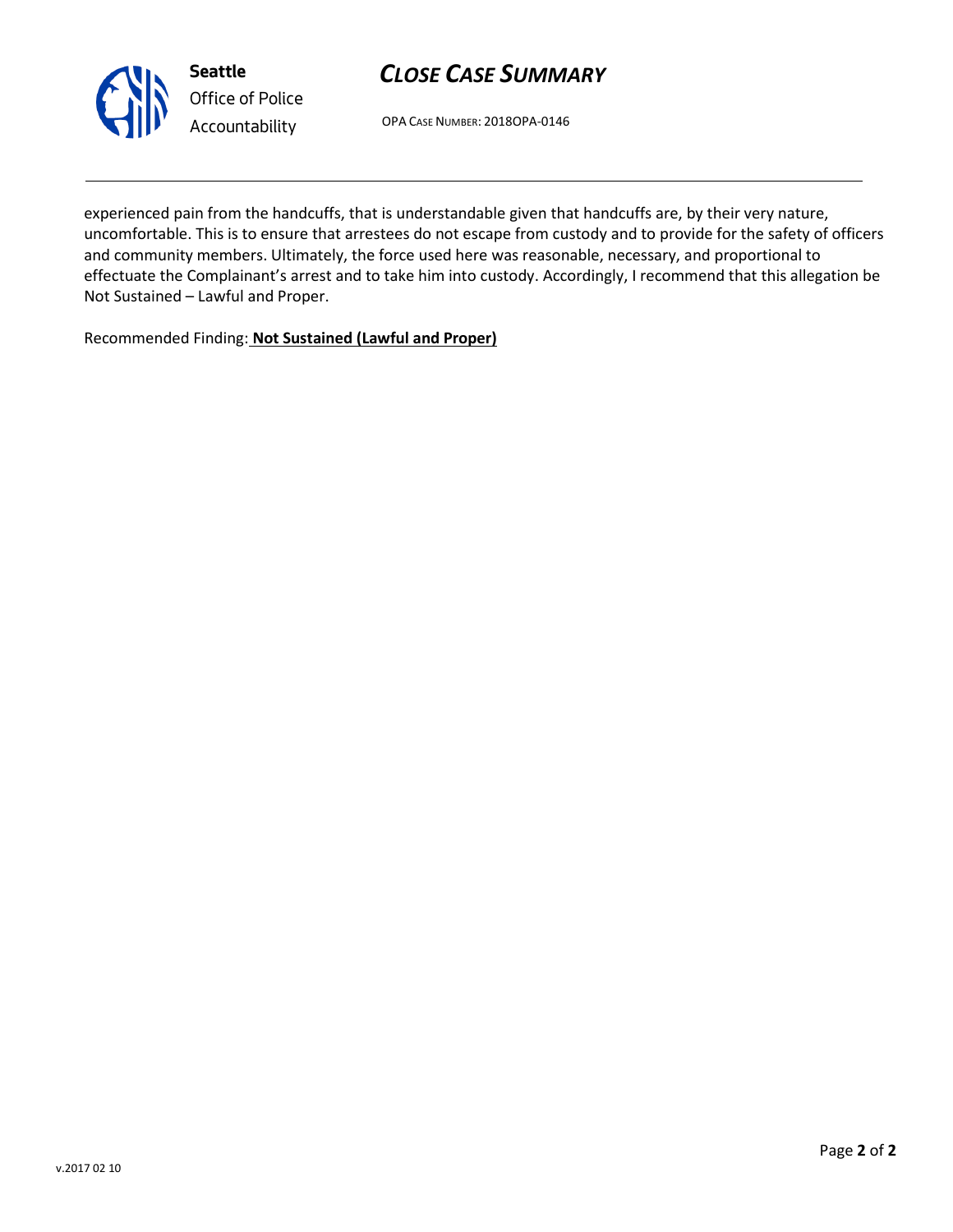experienced pain from the handcuffs, that is understandable given that handcuffs are, by their very nature, uncomfortable. This is to ensure that arrestees do not escape from custody and to provide for the safety of officers and community members. Ultimately, the force used here was reasonable, necessary, and proportional to effectuate the Complainant's arrest and to take him into custody. Accordingly, I recommend that this allegation be Not Sustained – Lawful and Proper.

Recommended Finding: **Not Sustained (Lawful and Proper)**